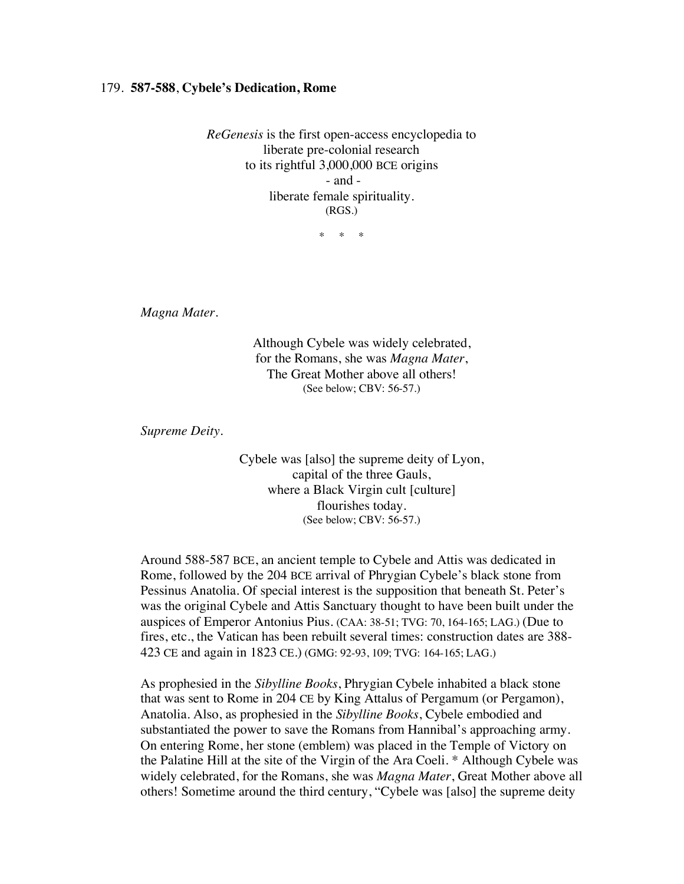179. **587-588**, **Cybele's Dedication, Rome**

*ReGenesis* is the first open-access encyclopedia to
liberate pre-colonial research
to its rightful 3,000,000 BCE origins
- and -
liberate female spirituality.
(RGS.)

\* \* \*

*Magna Mater*.

Although Cybele was widely celebrated,
for the Romans, she was *Magna Mater*,
The Great Mother above all others!
(See below; CBV: 56-57.)

*Supreme Deity*.

Cybele was [also] the supreme deity of Lyon,
capital of the three Gauls,
where a Black Virgin cult [culture]
flourishes today.
(See below; CBV: 56-57.)

Around 588-587 BCE, an ancient temple to Cybele and Attis was dedicated in Rome, followed by the 204 BCE arrival of Phrygian Cybele's black stone from Pessinus Anatolia. Of special interest is the supposition that beneath St. Peter's was the original Cybele and Attis Sanctuary thought to have been built under the auspices of Emperor Antonius Pius. (CAA: 38-51; TVG: 70, 164-165; LAG.) (Due to fires, etc., the Vatican has been rebuilt several times: construction dates are 388-423 CE and again in 1823 CE.) (GMG: 92-93, 109; TVG: 164-165; LAG.)

As prophesied in the *Sibylline Books*, Phrygian Cybele inhabited a black stone that was sent to Rome in 204 CE by King Attalus of Pergamum (or Pergamon), Anatolia. Also, as prophesied in the *Sibylline Books*, Cybele embodied and substantiated the power to save the Romans from Hannibal's approaching army. On entering Rome, her stone (emblem) was placed in the Temple of Victory on the Palatine Hill at the site of the Virgin of the Ara Coeli. * Although Cybele was widely celebrated, for the Romans, she was *Magna Mater*, Great Mother above all others! Sometime around the third century, "Cybele was [also] the supreme deity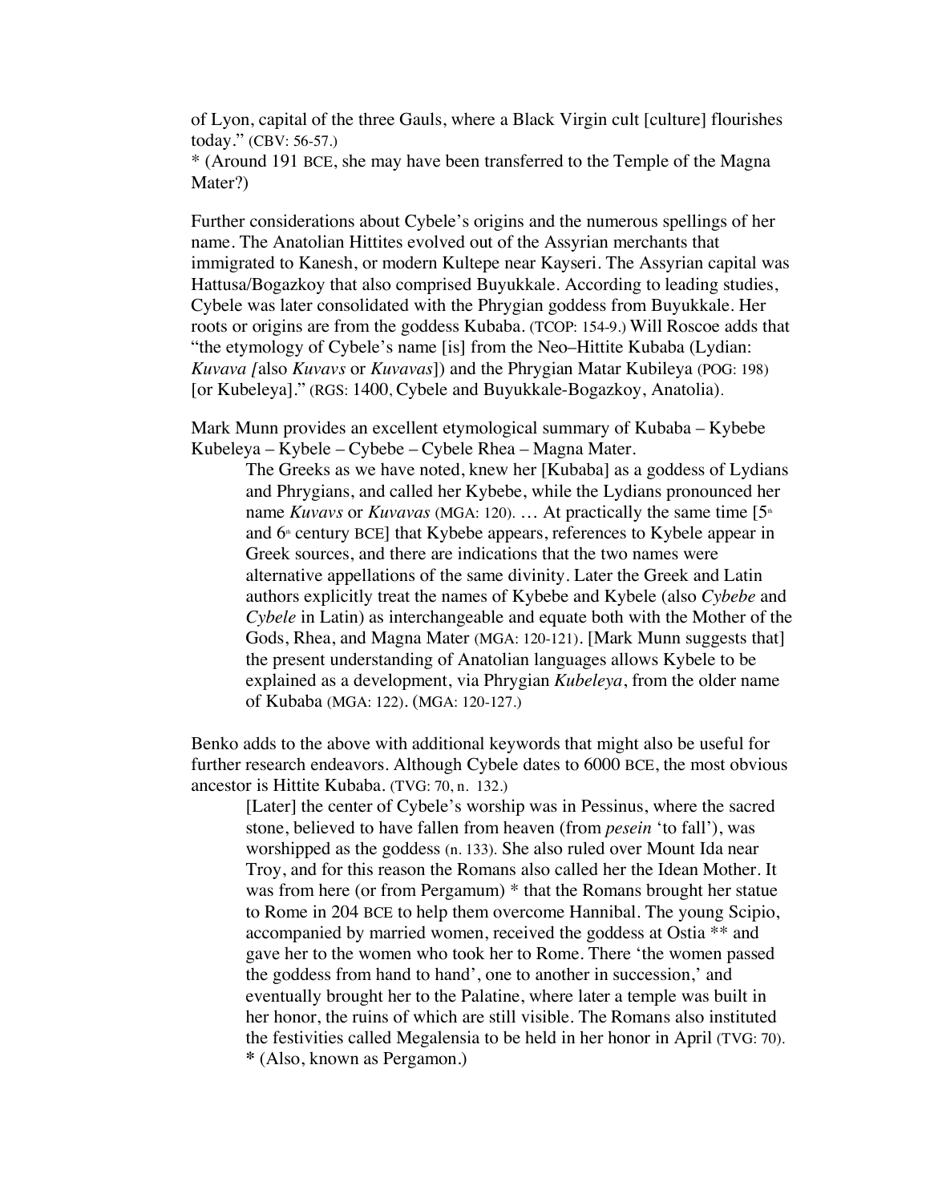of Lyon, capital of the three Gauls, where a Black Virgin cult [culture] flourishes today." (CBV: 56-57.)
* (Around 191 BCE, she may have been transferred to the Temple of the Magna Mater?)

Further considerations about Cybele's origins and the numerous spellings of her name. The Anatolian Hittites evolved out of the Assyrian merchants that immigrated to Kanesh, or modern Kultepe near Kayseri. The Assyrian capital was Hattusa/Bogazkoy that also comprised Buyukkale. According to leading studies, Cybele was later consolidated with the Phrygian goddess from Buyukkale. Her roots or origins are from the goddess Kubaba. (TCOP: 154-9.) Will Roscoe adds that "the etymology of Cybele's name [is] from the Neo–Hittite Kubaba (Lydian: *Kuvava [*also *Kuvavs* or *Kuvavas*]) and the Phrygian Matar Kubileya (POG: 198) [or Kubeleya]." (RGS: 1400, Cybele and Buyukkale-Bogazkoy, Anatolia).

Mark Munn provides an excellent etymological summary of Kubaba – Kybebe Kubeleya – Kybele – Cybebe – Cybele Rhea – Magna Mater.

> The Greeks as we have noted, knew her [Kubaba] as a goddess of Lydians and Phrygians, and called her Kybebe, while the Lydians pronounced her name *Kuvavs* or *Kuvavas* (MGA: 120). … At practically the same time [5th and 6th century BCE] that Kybebe appears, references to Kybele appear in Greek sources, and there are indications that the two names were alternative appellations of the same divinity. Later the Greek and Latin authors explicitly treat the names of Kybebe and Kybele (also *Cybebe* and *Cybele* in Latin) as interchangeable and equate both with the Mother of the Gods, Rhea, and Magna Mater (MGA: 120-121). [Mark Munn suggests that] the present understanding of Anatolian languages allows Kybele to be explained as a development, via Phrygian *Kubeleya*, from the older name of Kubaba (MGA: 122). (MGA: 120-127.)

Benko adds to the above with additional keywords that might also be useful for further research endeavors. Although Cybele dates to 6000 BCE, the most obvious ancestor is Hittite Kubaba. (TVG: 70, n. 132.)

> [Later] the center of Cybele's worship was in Pessinus, where the sacred stone, believed to have fallen from heaven (from *pesein* 'to fall'), was worshipped as the goddess (n. 133). She also ruled over Mount Ida near Troy, and for this reason the Romans also called her the Idean Mother. It was from here (or from Pergamum) * that the Romans brought her statue to Rome in 204 BCE to help them overcome Hannibal. The young Scipio, accompanied by married women, received the goddess at Ostia ** and gave her to the women who took her to Rome. There 'the women passed the goddess from hand to hand', one to another in succession,' and eventually brought her to the Palatine, where later a temple was built in her honor, the ruins of which are still visible. The Romans also instituted the festivities called Megalensia to be held in her honor in April (TVG: 70).
> * (Also, known as Pergamon.)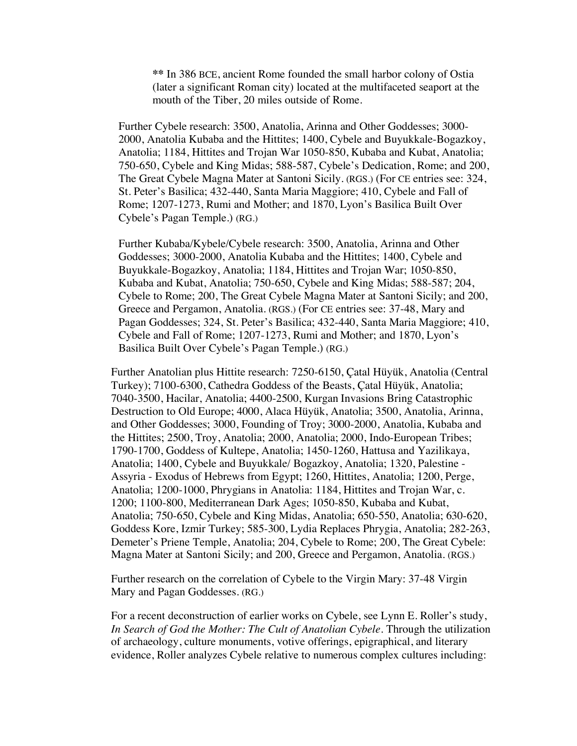** In 386 BCE, ancient Rome founded the small harbor colony of Ostia (later a significant Roman city) located at the multifaceted seaport at the mouth of the Tiber, 20 miles outside of Rome.

Further Cybele research: 3500, Anatolia, Arinna and Other Goddesses; 3000-2000, Anatolia Kubaba and the Hittites; 1400, Cybele and Buyukkale-Bogazkoy, Anatolia; 1184, Hittites and Trojan War 1050-850, Kubaba and Kubat, Anatolia; 750-650, Cybele and King Midas; 588-587, Cybele's Dedication, Rome; and 200, The Great Cybele Magna Mater at Santoni Sicily. (RGS.) (For CE entries see: 324, St. Peter's Basilica; 432-440, Santa Maria Maggiore; 410, Cybele and Fall of Rome; 1207-1273, Rumi and Mother; and 1870, Lyon's Basilica Built Over Cybele's Pagan Temple.) (RG.)

Further Kubaba/Kybele/Cybele research: 3500, Anatolia, Arinna and Other Goddesses; 3000-2000, Anatolia Kubaba and the Hittites; 1400, Cybele and Buyukkale-Bogazkoy, Anatolia; 1184, Hittites and Trojan War; 1050-850, Kubaba and Kubat, Anatolia; 750-650, Cybele and King Midas; 588-587; 204, Cybele to Rome; 200, The Great Cybele Magna Mater at Santoni Sicily; and 200, Greece and Pergamon, Anatolia. (RGS.) (For CE entries see: 37-48, Mary and Pagan Goddesses; 324, St. Peter's Basilica; 432-440, Santa Maria Maggiore; 410, Cybele and Fall of Rome; 1207-1273, Rumi and Mother; and 1870, Lyon's Basilica Built Over Cybele's Pagan Temple.) (RG.)

Further Anatolian plus Hittite research: 7250-6150, Çatal Hüyük, Anatolia (Central Turkey); 7100-6300, Cathedra Goddess of the Beasts, Çatal Hüyük, Anatolia; 7040-3500, Hacilar, Anatolia; 4400-2500, Kurgan Invasions Bring Catastrophic Destruction to Old Europe; 4000, Alaca Hüyük, Anatolia; 3500, Anatolia, Arinna, and Other Goddesses; 3000, Founding of Troy; 3000-2000, Anatolia, Kubaba and the Hittites; 2500, Troy, Anatolia; 2000, Anatolia; 2000, Indo-European Tribes; 1790-1700, Goddess of Kultepe, Anatolia; 1450-1260, Hattusa and Yazilikaya, Anatolia; 1400, Cybele and Buyukkale/ Bogazkoy, Anatolia; 1320, Palestine - Assyria - Exodus of Hebrews from Egypt; 1260, Hittites, Anatolia; 1200, Perge, Anatolia; 1200-1000, Phrygians in Anatolia: 1184, Hittites and Trojan War, c. 1200; 1100-800, Mediterranean Dark Ages; 1050-850, Kubaba and Kubat, Anatolia; 750-650, Cybele and King Midas, Anatolia; 650-550, Anatolia; 630-620, Goddess Kore, Izmir Turkey; 585-300, Lydia Replaces Phrygia, Anatolia; 282-263, Demeter's Priene Temple, Anatolia; 204, Cybele to Rome; 200, The Great Cybele: Magna Mater at Santoni Sicily; and 200, Greece and Pergamon, Anatolia. (RGS.)

Further research on the correlation of Cybele to the Virgin Mary: 37-48 Virgin Mary and Pagan Goddesses. (RG.)

For a recent deconstruction of earlier works on Cybele, see Lynn E. Roller's study, *In Search of God the Mother: The Cult of Anatolian Cybele*. Through the utilization of archaeology, culture monuments, votive offerings, epigraphical, and literary evidence, Roller analyzes Cybele relative to numerous complex cultures including: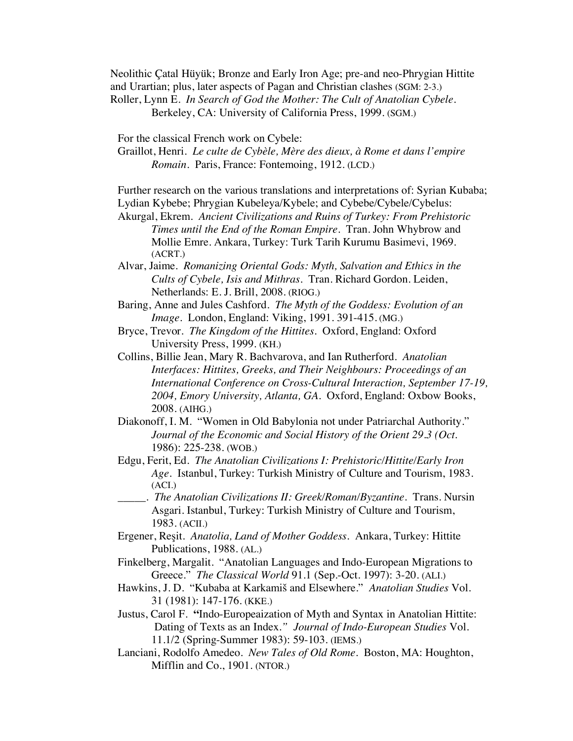Neolithic Çatal Hüyük; Bronze and Early Iron Age; pre-and neo-Phrygian Hittite and Urartian; plus, later aspects of Pagan and Christian clashes (SGM: 2-3.)

Roller, Lynn E. *In Search of God the Mother: The Cult of Anatolian Cybele*. Berkeley, CA: University of California Press, 1999. (SGM.)

For the classical French work on Cybele:

Graillot, Henri. *Le culte de Cybèle, Mère des dieux, à Rome et dans l'empire Romain*. Paris, France: Fontemoing, 1912. (LCD.)

Further research on the various translations and interpretations of: Syrian Kubaba; Lydian Kybebe; Phrygian Kubeleya/Kybele; and Cybebe/Cybele/Cybelus:

Akurgal, Ekrem. *Ancient Civilizations and Ruins of Turkey: From Prehistoric Times until the End of the Roman Empire*. Tran. John Whybrow and Mollie Emre. Ankara, Turkey: Turk Tarih Kurumu Basimevi, 1969. (ACRT.)

Alvar, Jaime. *Romanizing Oriental Gods: Myth, Salvation and Ethics in the Cults of Cybele, Isis and Mithras*. Tran. Richard Gordon. Leiden, Netherlands: E. J. Brill, 2008. (RIOG.)

Baring, Anne and Jules Cashford. *The Myth of the Goddess: Evolution of an Image*. London, England: Viking, 1991. 391-415. (MG.)

Bryce, Trevor. *The Kingdom of the Hittites*. Oxford, England: Oxford University Press, 1999. (KH.)

Collins, Billie Jean, Mary R. Bachvarova, and Ian Rutherford. *Anatolian Interfaces: Hittites, Greeks, and Their Neighbours: Proceedings of an International Conference on Cross-Cultural Interaction, September 17-19, 2004, Emory University, Atlanta, GA*. Oxford, England: Oxbow Books, 2008. (AIHG.)

Diakonoff, I. M. "Women in Old Babylonia not under Patriarchal Authority." *Journal of the Economic and Social History of the Orient 29.3 (Oct.* 1986): 225-238. (WOB.)

Edgu, Ferit, Ed. *The Anatolian Civilizations I: Prehistoric/Hittite/Early Iron Age*. Istanbul, Turkey: Turkish Ministry of Culture and Tourism, 1983. (ACI.)

_____. *The Anatolian Civilizations II: Greek/Roman/Byzantine*. Trans. Nursin Asgari. Istanbul, Turkey: Turkish Ministry of Culture and Tourism, 1983. (ACII.)

Ergener, Reşit. *Anatolia, Land of Mother Goddess*. Ankara, Turkey: Hittite Publications, 1988. (AL.)

Finkelberg, Margalit. "Anatolian Languages and Indo-European Migrations to Greece." *The Classical World* 91.1 (Sep.-Oct. 1997): 3-20. (ALI.)

Hawkins, J. D. "Kubaba at Karkamiš and Elsewhere." *Anatolian Studies* Vol. 31 (1981): 147-176. (KKE.)

Justus, Carol F. **"**Indo-Europeaization of Myth and Syntax in Anatolian Hittite: Dating of Texts as an Index.*" Journal of Indo-European Studies* Vol. 11.1/2 (Spring-Summer 1983): 59-103. (IEMS.)

Lanciani, Rodolfo Amedeo. *New Tales of Old Rome*. Boston, MA: Houghton, Mifflin and Co., 1901. (NTOR.)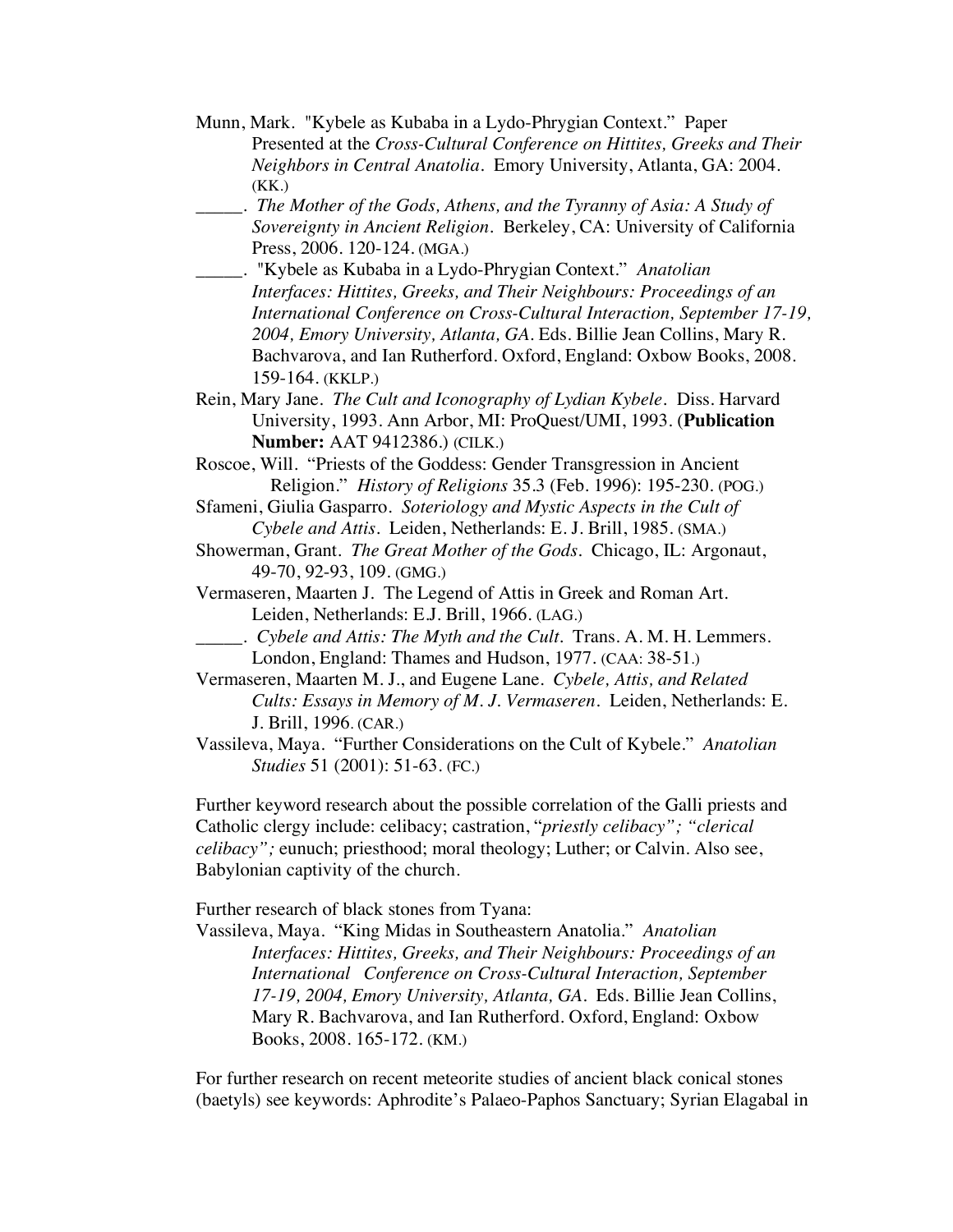Munn, Mark. "Kybele as Kubaba in a Lydo-Phrygian Context." Paper Presented at the *Cross-Cultural Conference on Hittites, Greeks and Their Neighbors in Central Anatolia*. Emory University, Atlanta, GA: 2004. (KK.)

_____. *The Mother of the Gods, Athens, and the Tyranny of Asia: A Study of Sovereignty in Ancient Religion*. Berkeley, CA: University of California Press, 2006. 120-124. (MGA.)

_____. "Kybele as Kubaba in a Lydo-Phrygian Context." *Anatolian Interfaces: Hittites, Greeks, and Their Neighbours: Proceedings of an International Conference on Cross-Cultural Interaction, September 17-19, 2004, Emory University, Atlanta, GA*. Eds. Billie Jean Collins, Mary R. Bachvarova, and Ian Rutherford. Oxford, England: Oxbow Books, 2008. 159-164. (KKLP.)

Rein, Mary Jane. *The Cult and Iconography of Lydian Kybele*. Diss. Harvard University, 1993. Ann Arbor, MI: ProQuest/UMI, 1993. (**Publication Number:** AAT 9412386.) (CILK.)

Roscoe, Will. "Priests of the Goddess: Gender Transgression in Ancient Religion." *History of Religions* 35.3 (Feb. 1996): 195-230. (POG.)

Sfameni, Giulia Gasparro. *Soteriology and Mystic Aspects in the Cult of Cybele and Attis*. Leiden, Netherlands: E. J. Brill, 1985. (SMA.)

Showerman, Grant. *The Great Mother of the Gods*. Chicago, IL: Argonaut, 49-70, 92-93, 109. (GMG.)

Vermaseren, Maarten J. The Legend of Attis in Greek and Roman Art. Leiden, Netherlands: E.J. Brill, 1966. (LAG.)

_____. *Cybele and Attis: The Myth and the Cult*. Trans. A. M. H. Lemmers. London, England: Thames and Hudson, 1977. (CAA: 38-51.)

Vermaseren, Maarten M. J., and Eugene Lane. *Cybele, Attis, and Related Cults: Essays in Memory of M. J. Vermaseren*. Leiden, Netherlands: E. J. Brill, 1996. (CAR.)

Vassileva, Maya. "Further Considerations on the Cult of Kybele." *Anatolian Studies* 51 (2001): 51-63. (FC.)

Further keyword research about the possible correlation of the Galli priests and Catholic clergy include: celibacy; castration, "*priestly celibacy"; "clerical celibacy";* eunuch; priesthood; moral theology; Luther; or Calvin. Also see, Babylonian captivity of the church.

Further research of black stones from Tyana:

Vassileva, Maya. "King Midas in Southeastern Anatolia." *Anatolian Interfaces: Hittites, Greeks, and Their Neighbours: Proceedings of an International Conference on Cross-Cultural Interaction, September 17-19, 2004, Emory University, Atlanta, GA*. Eds. Billie Jean Collins, Mary R. Bachvarova, and Ian Rutherford. Oxford, England: Oxbow Books, 2008. 165-172. (KM.)

For further research on recent meteorite studies of ancient black conical stones (baetyls) see keywords: Aphrodite's Palaeo-Paphos Sanctuary; Syrian Elagabal in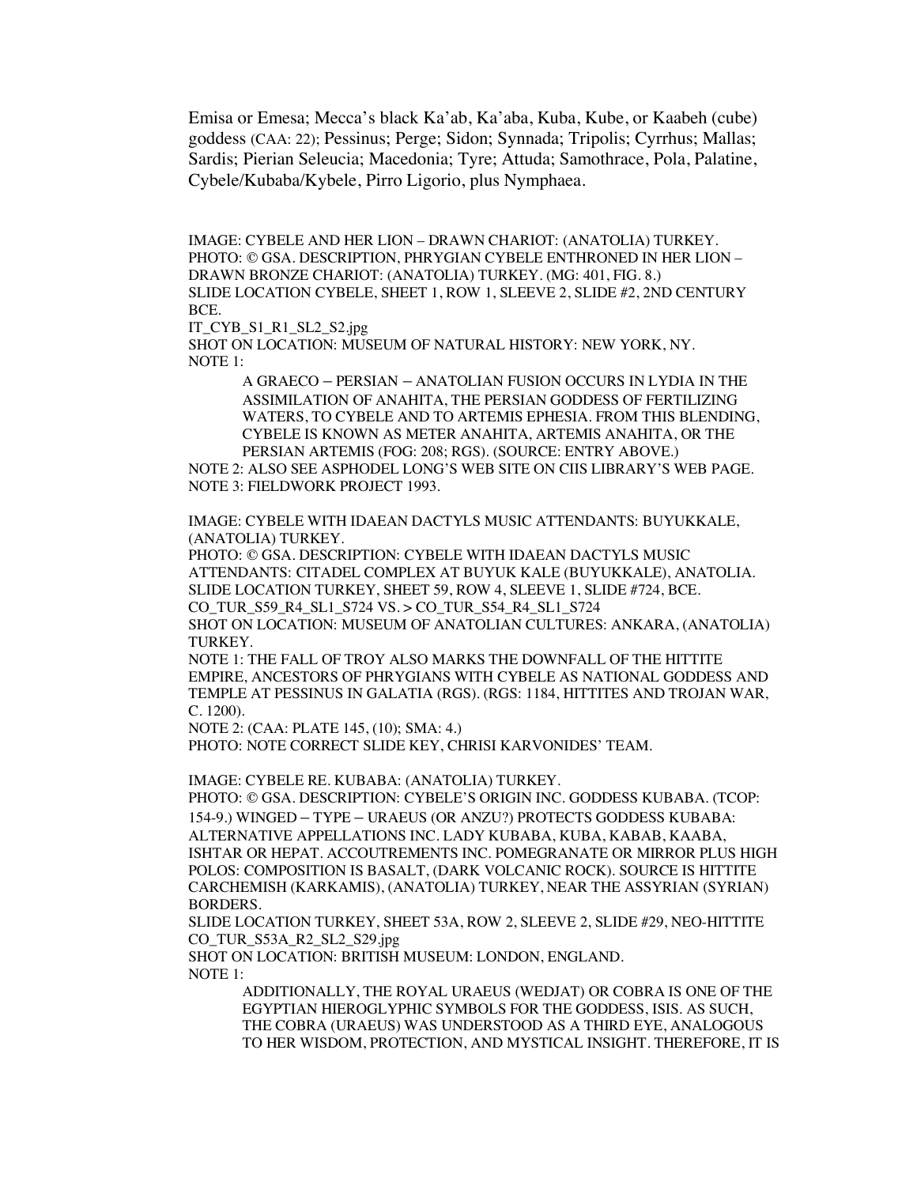Emisa or Emesa; Mecca's black Ka'ab, Ka'aba, Kuba, Kube, or Kaabeh (cube) goddess (CAA: 22); Pessinus; Perge; Sidon; Synnada; Tripolis; Cyrrhus; Mallas; Sardis; Pierian Seleucia; Macedonia; Tyre; Attuda; Samothrace, Pola, Palatine, Cybele/Kubaba/Kybele, Pirro Ligorio, plus Nymphaea.

IMAGE: CYBELE AND HER LION – DRAWN CHARIOT: (ANATOLIA) TURKEY.
PHOTO: © GSA. DESCRIPTION, PHRYGIAN CYBELE ENTHRONED IN HER LION – DRAWN BRONZE CHARIOT: (ANATOLIA) TURKEY. (MG: 401, FIG. 8.)
SLIDE LOCATION CYBELE, SHEET 1, ROW 1, SLEEVE 2, SLIDE #2, 2ND CENTURY BCE.
IT_CYB_S1_R1_SL2_S2.jpg
SHOT ON LOCATION: MUSEUM OF NATURAL HISTORY: NEW YORK, NY.
NOTE 1:

> A GRAECO – PERSIAN – ANATOLIAN FUSION OCCURS IN LYDIA IN THE ASSIMILATION OF ANAHITA, THE PERSIAN GODDESS OF FERTILIZING WATERS, TO CYBELE AND TO ARTEMIS EPHESIA. FROM THIS BLENDING, CYBELE IS KNOWN AS METER ANAHITA, ARTEMIS ANAHITA, OR THE PERSIAN ARTEMIS (FOG: 208; RGS). (SOURCE: ENTRY ABOVE.)

NOTE 2: ALSO SEE ASPHODEL LONG'S WEB SITE ON CIIS LIBRARY'S WEB PAGE.
NOTE 3: FIELDWORK PROJECT 1993.

IMAGE: CYBELE WITH IDAEAN DACTYLS MUSIC ATTENDANTS: BUYUKKALE, (ANATOLIA) TURKEY.
PHOTO: © GSA. DESCRIPTION: CYBELE WITH IDAEAN DACTYLS MUSIC ATTENDANTS: CITADEL COMPLEX AT BUYUK KALE (BUYUKKALE), ANATOLIA.
SLIDE LOCATION TURKEY, SHEET 59, ROW 4, SLEEVE 1, SLIDE #724, BCE.
CO_TUR_S59_R4_SL1_S724 VS. > CO_TUR_S54_R4_SL1_S724
SHOT ON LOCATION: MUSEUM OF ANATOLIAN CULTURES: ANKARA, (ANATOLIA) TURKEY.
NOTE 1: THE FALL OF TROY ALSO MARKS THE DOWNFALL OF THE HITTITE EMPIRE, ANCESTORS OF PHRYGIANS WITH CYBELE AS NATIONAL GODDESS AND TEMPLE AT PESSINUS IN GALATIA (RGS). (RGS: 1184, HITTITES AND TROJAN WAR, C. 1200).
NOTE 2: (CAA: PLATE 145, (10); SMA: 4.)
PHOTO: NOTE CORRECT SLIDE KEY, CHRISI KARVONIDES' TEAM.

IMAGE: CYBELE RE. KUBABA: (ANATOLIA) TURKEY.
PHOTO: © GSA. DESCRIPTION: CYBELE'S ORIGIN INC. GODDESS KUBABA. (TCOP: 154-9.) WINGED – TYPE – URAEUS (OR ANZU?) PROTECTS GODDESS KUBABA: ALTERNATIVE APPELLATIONS INC. LADY KUBABA, KUBA, KABAB, KAABA, ISHTAR OR HEPAT. ACCOUTREMENTS INC. POMEGRANATE OR MIRROR PLUS HIGH POLOS: COMPOSITION IS BASALT, (DARK VOLCANIC ROCK). SOURCE IS HITTITE CARCHEMISH (KARKAMIS), (ANATOLIA) TURKEY, NEAR THE ASSYRIAN (SYRIAN) BORDERS.
SLIDE LOCATION TURKEY, SHEET 53A, ROW 2, SLEEVE 2, SLIDE #29, NEO-HITTITE
CO_TUR_S53A_R2_SL2_S29.jpg
SHOT ON LOCATION: BRITISH MUSEUM: LONDON, ENGLAND.
NOTE 1:

> ADDITIONALLY, THE ROYAL URAEUS (WEDJAT) OR COBRA IS ONE OF THE EGYPTIAN HIEROGLYPHIC SYMBOLS FOR THE GODDESS, ISIS. AS SUCH, THE COBRA (URAEUS) WAS UNDERSTOOD AS A THIRD EYE, ANALOGOUS TO HER WISDOM, PROTECTION, AND MYSTICAL INSIGHT. THEREFORE, IT IS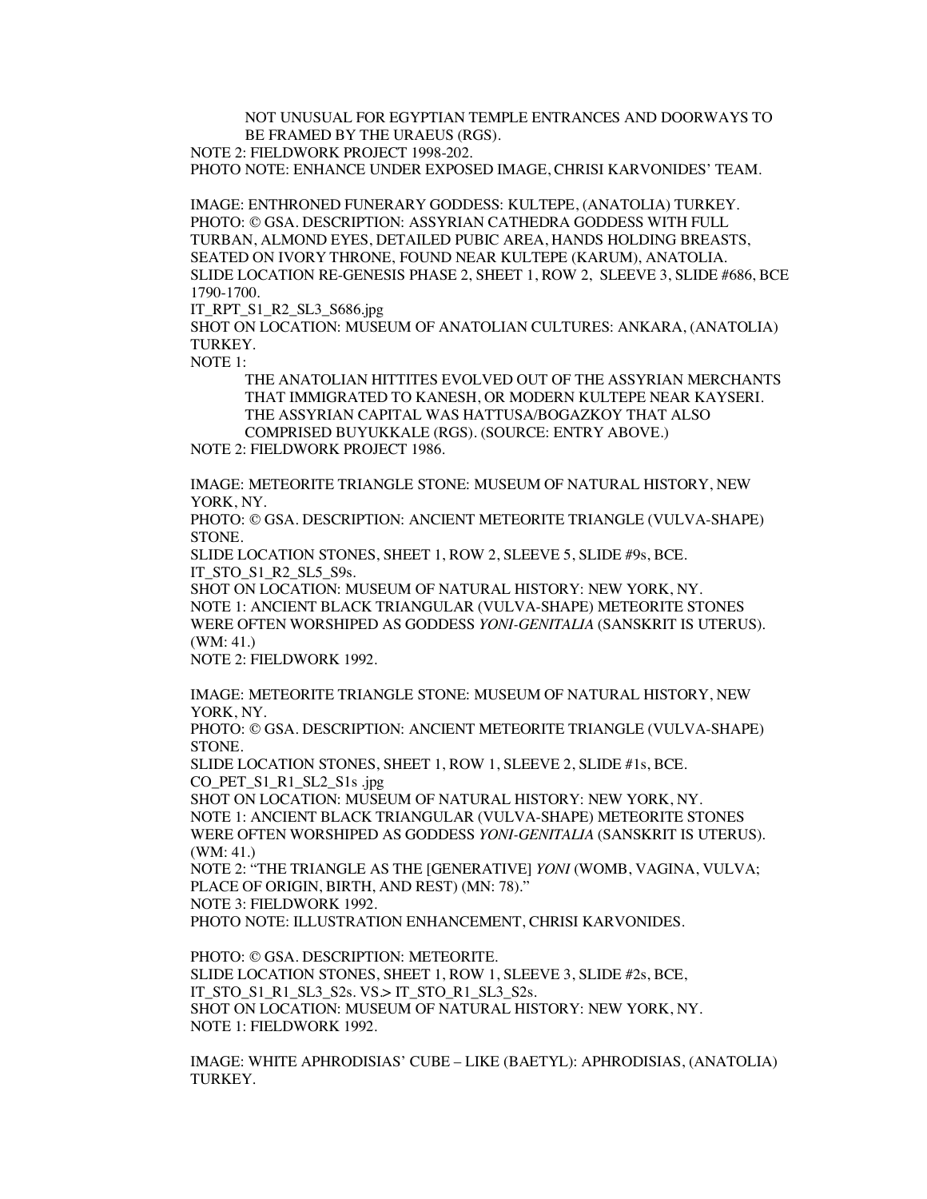NOT UNUSUAL FOR EGYPTIAN TEMPLE ENTRANCES AND DOORWAYS TO BE FRAMED BY THE URAEUS (RGS).

NOTE 2: FIELDWORK PROJECT 1998-202.

PHOTO NOTE: ENHANCE UNDER EXPOSED IMAGE, CHRISI KARVONIDES' TEAM.

IMAGE: ENTHRONED FUNERARY GODDESS: KULTEPE, (ANATOLIA) TURKEY.

PHOTO: © GSA. DESCRIPTION: ASSYRIAN CATHEDRA GODDESS WITH FULL TURBAN, ALMOND EYES, DETAILED PUBIC AREA, HANDS HOLDING BREASTS, SEATED ON IVORY THRONE, FOUND NEAR KULTEPE (KARUM), ANATOLIA.

SLIDE LOCATION RE-GENESIS PHASE 2, SHEET 1, ROW 2, SLEEVE 3, SLIDE #686, BCE 1790-1700.

IT_RPT_S1_R2_SL3_S686.jpg

SHOT ON LOCATION: MUSEUM OF ANATOLIAN CULTURES: ANKARA, (ANATOLIA) TURKEY.

NOTE 1:

THE ANATOLIAN HITTITES EVOLVED OUT OF THE ASSYRIAN MERCHANTS THAT IMMIGRATED TO KANESH, OR MODERN KULTEPE NEAR KAYSERI. THE ASSYRIAN CAPITAL WAS HATTUSA/BOGAZKOY THAT ALSO COMPRISED BUYUKKALE (RGS). (SOURCE: ENTRY ABOVE.)

NOTE 2: FIELDWORK PROJECT 1986.

IMAGE: METEORITE TRIANGLE STONE: MUSEUM OF NATURAL HISTORY, NEW YORK, NY.

PHOTO: © GSA. DESCRIPTION: ANCIENT METEORITE TRIANGLE (VULVA-SHAPE) STONE.

SLIDE LOCATION STONES, SHEET 1, ROW 2, SLEEVE 5, SLIDE #9s, BCE.

IT_STO_S1_R2_SL5_S9s.

SHOT ON LOCATION: MUSEUM OF NATURAL HISTORY: NEW YORK, NY.

NOTE 1: ANCIENT BLACK TRIANGULAR (VULVA-SHAPE) METEORITE STONES WERE OFTEN WORSHIPED AS GODDESS *YONI-GENITALIA* (SANSKRIT IS UTERUS). (WM: 41.)

NOTE 2: FIELDWORK 1992.

IMAGE: METEORITE TRIANGLE STONE: MUSEUM OF NATURAL HISTORY, NEW YORK, NY.

PHOTO: © GSA. DESCRIPTION: ANCIENT METEORITE TRIANGLE (VULVA-SHAPE) STONE.

SLIDE LOCATION STONES, SHEET 1, ROW 1, SLEEVE 2, SLIDE #1s, BCE.

CO_PET_S1_R1_SL2_S1s .jpg

SHOT ON LOCATION: MUSEUM OF NATURAL HISTORY: NEW YORK, NY.

NOTE 1: ANCIENT BLACK TRIANGULAR (VULVA-SHAPE) METEORITE STONES WERE OFTEN WORSHIPED AS GODDESS *YONI-GENITALIA* (SANSKRIT IS UTERUS). (WM: 41.)

NOTE 2: "THE TRIANGLE AS THE [GENERATIVE] *YONI* (WOMB, VAGINA, VULVA; PLACE OF ORIGIN, BIRTH, AND REST) (MN: 78)."

NOTE 3: FIELDWORK 1992.

PHOTO NOTE: ILLUSTRATION ENHANCEMENT, CHRISI KARVONIDES.

PHOTO: © GSA. DESCRIPTION: METEORITE.

SLIDE LOCATION STONES, SHEET 1, ROW 1, SLEEVE 3, SLIDE #2s, BCE, IT_STO_S1_R1_SL3_S2s. VS.> IT_STO_R1_SL3_S2s.

SHOT ON LOCATION: MUSEUM OF NATURAL HISTORY: NEW YORK, NY.

NOTE 1: FIELDWORK 1992.

IMAGE: WHITE APHRODISIAS' CUBE – LIKE (BAETYL): APHRODISIAS, (ANATOLIA) TURKEY.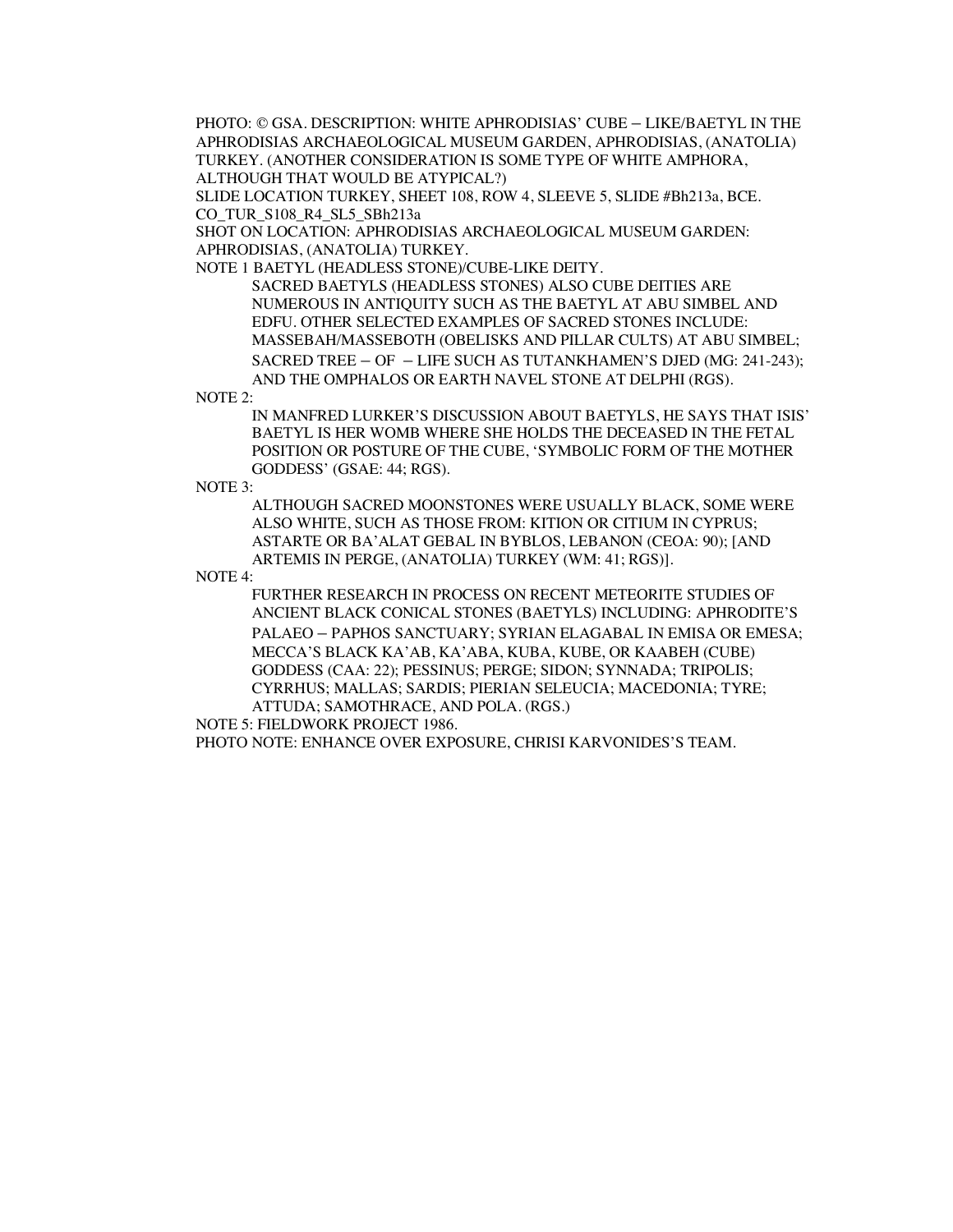PHOTO: © GSA. DESCRIPTION: WHITE APHRODISIAS' CUBE – LIKE/BAETYL IN THE APHRODISIAS ARCHAEOLOGICAL MUSEUM GARDEN, APHRODISIAS, (ANATOLIA) TURKEY. (ANOTHER CONSIDERATION IS SOME TYPE OF WHITE AMPHORA, ALTHOUGH THAT WOULD BE ATYPICAL?)

SLIDE LOCATION TURKEY, SHEET 108, ROW 4, SLEEVE 5, SLIDE #Bh213a, BCE.

CO_TUR_S108_R4_SL5_SBh213a

SHOT ON LOCATION: APHRODISIAS ARCHAEOLOGICAL MUSEUM GARDEN: APHRODISIAS, (ANATOLIA) TURKEY.

NOTE 1 BAETYL (HEADLESS STONE)/CUBE-LIKE DEITY.

SACRED BAETYLS (HEADLESS STONES) ALSO CUBE DEITIES ARE NUMEROUS IN ANTIQUITY SUCH AS THE BAETYL AT ABU SIMBEL AND EDFU. OTHER SELECTED EXAMPLES OF SACRED STONES INCLUDE: MASSEBAH/MASSEBOTH (OBELISKS AND PILLAR CULTS) AT ABU SIMBEL; SACRED TREE – OF – LIFE SUCH AS TUTANKHAMEN'S DJED (MG: 241-243); AND THE OMPHALOS OR EARTH NAVEL STONE AT DELPHI (RGS).

NOTE 2:

IN MANFRED LURKER'S DISCUSSION ABOUT BAETYLS, HE SAYS THAT ISIS' BAETYL IS HER WOMB WHERE SHE HOLDS THE DECEASED IN THE FETAL POSITION OR POSTURE OF THE CUBE, 'SYMBOLIC FORM OF THE MOTHER GODDESS' (GSAE: 44; RGS).

NOTE 3:

ALTHOUGH SACRED MOONSTONES WERE USUALLY BLACK, SOME WERE ALSO WHITE, SUCH AS THOSE FROM: KITION OR CITIUM IN CYPRUS; ASTARTE OR BA'ALAT GEBAL IN BYBLOS, LEBANON (CEOA: 90); [AND ARTEMIS IN PERGE, (ANATOLIA) TURKEY (WM: 41; RGS)].

NOTE 4:

FURTHER RESEARCH IN PROCESS ON RECENT METEORITE STUDIES OF ANCIENT BLACK CONICAL STONES (BAETYLS) INCLUDING: APHRODITE'S PALAEO – PAPHOS SANCTUARY; SYRIAN ELAGABAL IN EMISA OR EMESA; MECCA'S BLACK KA'AB, KA'ABA, KUBA, KUBE, OR KAABEH (CUBE) GODDESS (CAA: 22); PESSINUS; PERGE; SIDON; SYNNADA; TRIPOLIS; CYRRHUS; MALLAS; SARDIS; PIERIAN SELEUCIA; MACEDONIA; TYRE; ATTUDA; SAMOTHRACE, AND POLA. (RGS.)

NOTE 5: FIELDWORK PROJECT 1986.

PHOTO NOTE: ENHANCE OVER EXPOSURE, CHRISI KARVONIDES'S TEAM.